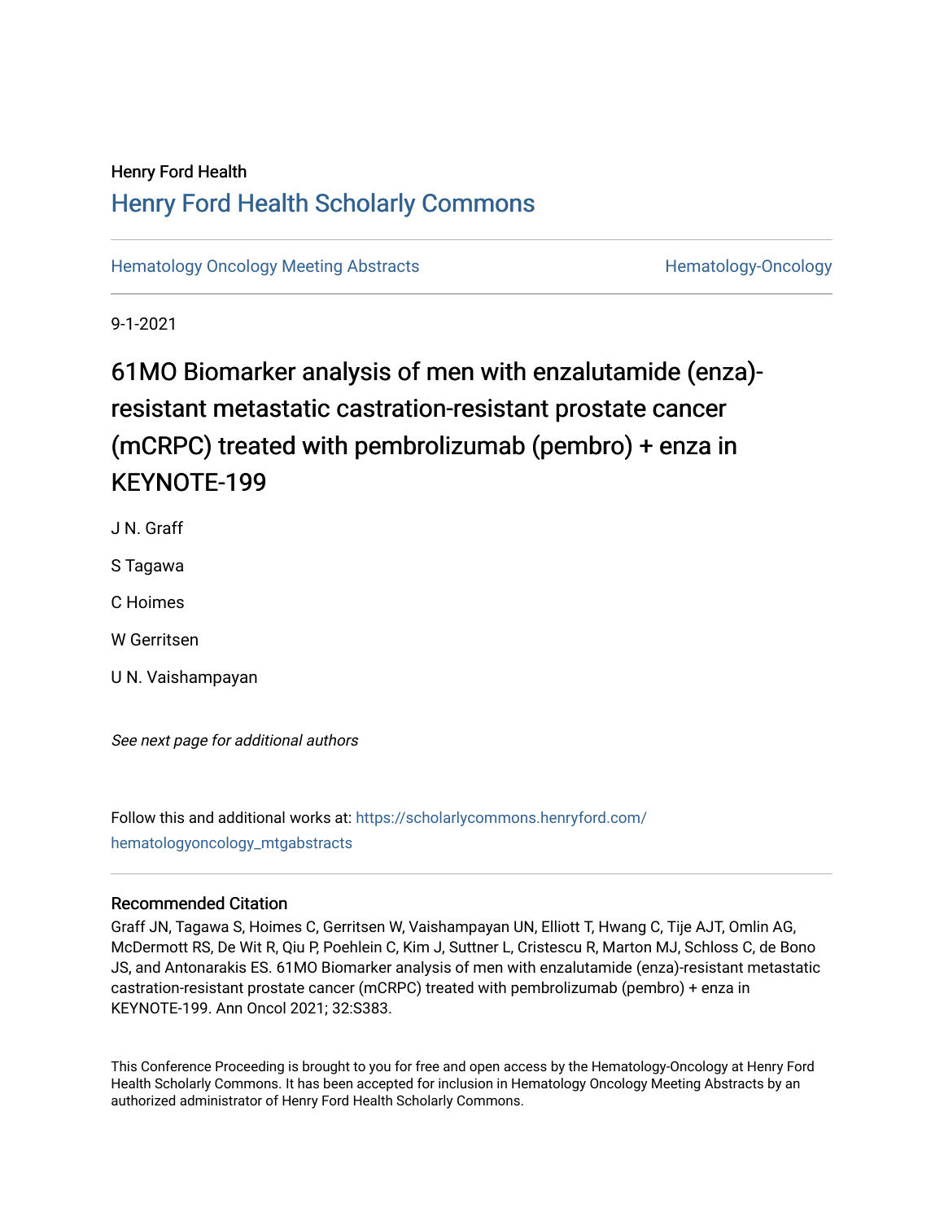Henry Ford Health

# Henry Ford Health Scholarly Commons

Hematology Oncology Meeting Abstracts | Hematology-Oncology

9-1-2021

## 61MO Biomarker analysis of men with enzalutamide (enza)-resistant metastatic castration-resistant prostate cancer (mCRPC) treated with pembrolizumab (pembro) + enza in KEYNOTE-199

J N. Graff

S Tagawa

C Hoimes

W Gerritsen

U N. Vaishampayan

*See next page for additional authors*

Follow this and additional works at: https://scholarlycommons.henryford.com/hematologyoncology_mtgabstracts

### Recommended Citation

Graff JN, Tagawa S, Hoimes C, Gerritsen W, Vaishampayan UN, Elliott T, Hwang C, Tije AJT, Omlin AG, McDermott RS, De Wit R, Qiu P, Poehlein C, Kim J, Suttner L, Cristescu R, Marton MJ, Schloss C, de Bono JS, and Antonarakis ES. 61MO Biomarker analysis of men with enzalutamide (enza)-resistant metastatic castration-resistant prostate cancer (mCRPC) treated with pembrolizumab (pembro) + enza in KEYNOTE-199. Ann Oncol 2021; 32:S383.

This Conference Proceeding is brought to you for free and open access by the Hematology-Oncology at Henry Ford Health Scholarly Commons. It has been accepted for inclusion in Hematology Oncology Meeting Abstracts by an authorized administrator of Henry Ford Health Scholarly Commons.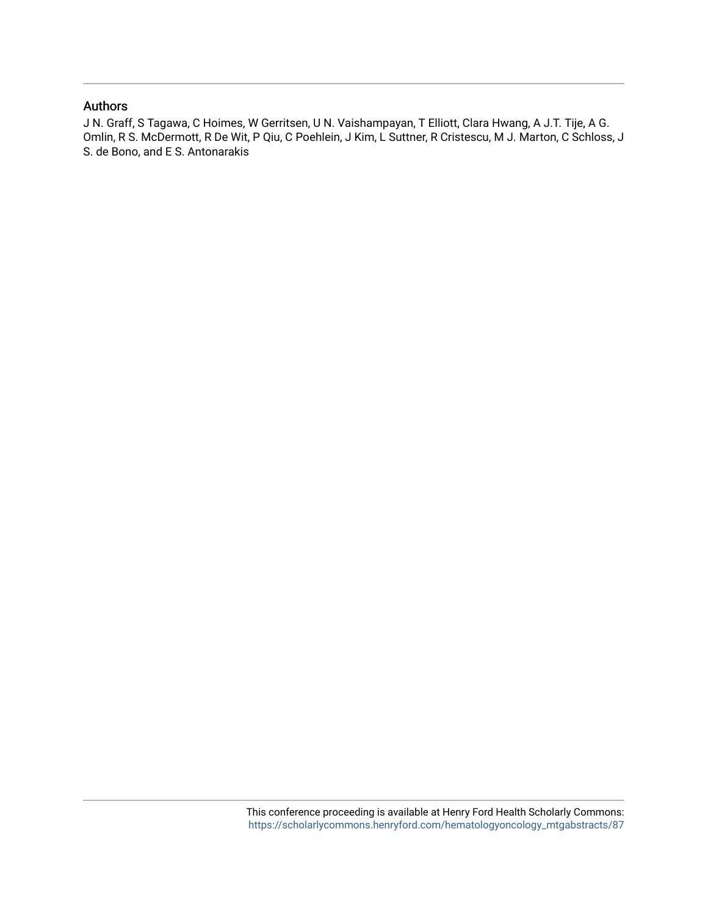## Authors

J N. Graff, S Tagawa, C Hoimes, W Gerritsen, U N. Vaishampayan, T Elliott, Clara Hwang, A J.T. Tije, A G. Omlin, R S. McDermott, R De Wit, P Qiu, C Poehlein, J Kim, L Suttner, R Cristescu, M J. Marton, C Schloss, J S. de Bono, and E S. Antonarakis

This conference proceeding is available at Henry Ford Health Scholarly Commons: https://scholarlycommons.henryford.com/hematologyoncology_mtgabstracts/87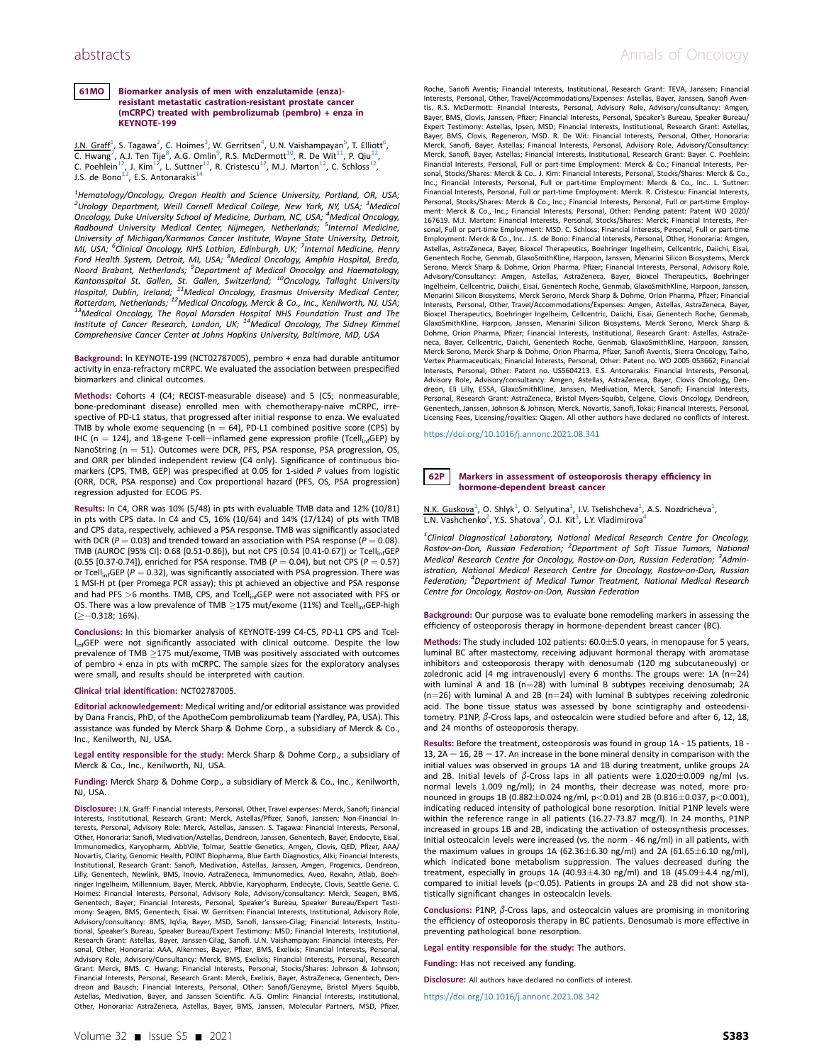## 61MO Biomarker analysis of men with enzalutamide (enza)-resistant metastatic castration-resistant prostate cancer (mCRPC) treated with pembrolizumab (pembro) + enza in KEYNOTE-199

J.N. Graff[1], S. Tagawa[2], C. Hoimes[3], W. Gerritsen[4], U.N. Vaishampayan[5], T. Elliott[6], C. Hwang[7], A.J. Ten Tije[8], A.G. Omlin[9], R.S. McDermott[10], R. De Wit[11], P. Qiu[12], C. Poehlein[12], J. Kim[12], L. Suttner[12], R. Cristescu[12], M.J. Marton[12], C. Schloss[12], J.S. de Bono[13], E.S. Antonarakis[14]

[1]Hematology/Oncology, Oregon Health and Science University, Portland, OR, USA; [2]Urology Department, Weill Cornell Medical College, New York, NY, USA; [3]Medical Oncology, Duke University School of Medicine, Durham, NC, USA; [4]Medical Oncology, Radboud University Medical Center, Nijmegen, Netherlands; [5]Internal Medicine, University of Michigan/Karmanos Cancer Institute, Wayne State University, Detroit, MI, USA; [6]Clinical Oncology, NHS Lothian, Edinburgh, UK; [7]Internal Medicine, Henry Ford Health System, Detroit, MI, USA; [8]Medical Oncology, Amphia Hospital, Breda, Noord Brabant, Netherlands; [9]Department of Medical Onocolgy and Haematology, Kantonsspital St. Gallen, St. Gallen, Switzerland; [10]Oncology, Tallaght University Hospital, Dublin, Ireland; [11]Medical Oncology, Erasmus University Medical Center, Rotterdam, Netherlands; [12]Medical Oncology, Merck & Co., Inc., Kenilworth, NJ, USA; [13]Medical Oncology, The Royal Marsden Hospital NHS Foundation Trust and The Institute of Cancer Research, London, UK; [14]Medical Oncology, The Sidney Kimmel Comprehensive Cancer Center at Johns Hopkins University, Baltimore, MD, USA

**Background:** In KEYNOTE-199 (NCT02787005), pembro + enza had durable antitumor activity in enza-refractory mCRPC. We evaluated the association between prespecified biomarkers and clinical outcomes.

**Methods:** Cohorts 4 (C4; RECIST-measurable disease) and 5 (C5; nonmeasurable, bone-predominant disease) enrolled men with chemotherapy-naive mCRPC, irrespective of PD-L1 status, that progressed after initial response to enza. We evaluated TMB by whole exome sequencing (n = 64), PD-L1 combined positive score (CPS) by IHC (n = 124), and 18-gene T-cell–inflamed gene expression profile ($Tcell_{inf}GEP$) by NanoString (n = 51). Outcomes were DCR, PFS, PSA response, PSA progression, OS, and ORR per blinded independent review (C4 only). Significance of continuous biomarkers (CPS, TMB, GEP) was prespecified at 0.05 for 1-sided *P* values from logistic (ORR, DCR, PSA response) and Cox proportional hazard (PFS, OS, PSA progression) regression adjusted for ECOG PS.

**Results:** In C4, ORR was 10% (5/48) in pts with evaluable TMB data and 12% (10/81) in pts with CPS data. In C4 and C5, 16% (10/64) and 14% (17/124) of pts with TMB and CPS data, respectively, achieved a PSA response. TMB was significantly associated with DCR ($P = 0.03$) and trended toward an association with PSA response ($P = 0.08$). TMB (AUROC [95% CI]: 0.68 [0.51-0.86]), but not CPS (0.54 [0.41-0.67]) or $Tcell_{inf}GEP$ (0.55 [0.37-0.74]), enriched for PSA response. TMB ($P = 0.04$), but not CPS ($P = 0.57$) or $Tcell_{inf}GEP$ ($P = 0.32$), was significantly associated with PSA progression. There was 1 MSI-H pt (per Promega PCR assay); this pt achieved an objective and PSA response and had PFS >6 months. TMB, CPS, and $Tcell_{inf}GEP$ were not associated with PFS or OS. There was a low prevalence of TMB ≥175 mut/exome (11%) and $Tcell_{inf}GEP$-high (≥−0.318; 16%).

**Conclusions:** In this biomarker analysis of KEYNOTE-199 C4-C5, PD-L1 CPS and $Tcell_{inf}GEP$ were not significantly associated with clinical outcome. Despite the low prevalence of TMB ≥175 mut/exome, TMB was positively associated with outcomes of pembro + enza in pts with mCRPC. The sample sizes for the exploratory analyses were small, and results should be interpreted with caution.

**Clinical trial identification:** NCT02787005.

**Editorial acknowledgement:** Medical writing and/or editorial assistance was provided by Dana Francis, PhD, of the ApotheCom pembrolizumab team (Yardley, PA, USA). This assistance was funded by Merck Sharp & Dohme Corp., a subsidiary of Merck & Co., Inc., Kenilworth, NJ, USA.

**Legal entity responsible for the study:** Merck Sharp & Dohme Corp., a subsidiary of Merck & Co., Inc., Kenilworth, NJ, USA.

**Funding:** Merck Sharp & Dohme Corp., a subsidiary of Merck & Co., Inc., Kenilworth, NJ, USA.

**Disclosure:** J.N. Graff: Financial Interests, Personal, Other, Travel expenses: Merck, Sanofi; Financial Interests, Institutional, Research Grant: Merck, Astellas/Pfizer, Sanofi, Janssen; Non-Financial Interests, Personal, Advisory Role: Merck, Astellas, Janssen. S. Tagawa: Financial Interests, Personal, Other, Honoraria: Sanofi, Medivation/Astellas, Dendreon, Janssen, Genentech, Bayer, Endocyte, Eisai, Immunomedics, Karyopharm, AbbVie, Tolmar, Seattle Genetics, Amgen, Clovis, QED, Pfizer, AAA/Novartis, Clarity, Genomic Health, POINT Biopharma, Blue Earth Diagnostics, Alki; Financial Interests, Institutional, Research Grant: Sanofi, Medivation, Astellas, Janssen, Amgen, Progenics, Dendreon, Lilly, Genentech, Newlink, BMS, Inovio, AstraZeneca, Immunomedics, Aveo, Rexahn, Atlab, Boehringer Ingelheim, Millennium, Bayer, Merck, AbbVie, Karyopharm, Endocyte, Clovis, Seattle Gene. C. Hoimes: Financial Interests, Personal, Advisory Role, Advisory/consultancy: Merck, Seagen, BMS, Genentech, Bayer; Financial Interests, Personal, Speaker's Bureau, Speaker Bureau/Expert Testimony: Seagen, BMS, Genentech, Eisai. W. Gerritsen: Financial Interests, Institutional, Advisory Role, Advisory/consultancy: BMS, IqVia, Bayer, MSD, Sanofi, Janssen-Cilag; Financial Interests, Institutional, Speaker's Bureau, Speaker Bureau/Expert Testimony: MSD; Financial Interests, Institutional, Research Grant: Astellas, Bayer, Janssen-Cilag, Sanofi. U.N. Vaishampayan: Financial Interests, Personal, Other, Honoraria: AAA, Alkermes, Bayer, Pfizer, BMS, Exelixis; Financial Interests, Personal, Advisory Role, Advisory/Consultancy: Merck, BMS, Exelixis; Financial Interests, Personal, Research Grant: Merck, BMS. C. Hwang: Financial Interests, Personal, Stocks/Shares: Johnson & Johnson; Financial Interests, Personal, Research Grant: Merck, Exelixis, Bayer, AstraZeneca, Genentech, Dendreon and Bausch; Financial Interests, Personal, Other: Sanofi/Genzyme, Bristol Myers Squibb, Astellas, Medivation, Bayer, and Janssen Scientific. A.G. Omlin: Financial Interests, Institutional, Other, Honoraria: AstraZeneca, Astellas, Bayer, BMS, Janssen, Molecular Partners, MSD, Pfizer, Roche, Sanofi Aventis; Financial Interests, Institutional, Research Grant: TEVA, Janssen; Financial Interests, Personal, Other, Travel/Accommodations/Expenses: Astellas, Bayer, Janssen, Sanofi Aventis. R.S. McDermott: Financial Interests, Personal, Advisory Role, Advisory/consultancy: Amgen, Bayer, BMS, Clovis, Janssen, Pfizer; Financial Interests, Personal, Speaker's Bureau, Speaker Bureau/Expert Testimony: Astellas, Ipsen, MSD; Financial Interests, Institutional, Research Grant: Astellas, Bayer, BMS, Clovis, Regeneron, MSD. R. De Wit: Financial Interests, Personal, Other, Honoraria: Merck, Sanofi, Bayer, Astellas; Financial Interests, Personal, Advisory Role, Advisory/Consultancy: Merck, Sanofi, Bayer, Astellas; Financial Interests, Institutional, Research Grant: Bayer. C. Poehlein: Financial Interests, Personal, Full or part-time Employment: Merck & Co.; Financial Interests, Personal, Stocks/Shares: Merck & Co.. J. Kim: Financial Interests, Personal, Stocks/Shares: Merck & Co., Inc.; Financial Interests, Personal, Full or part-time Employment: Merck & Co., Inc.. L. Suttner: Financial Interests, Personal, Full or part-time Employment: Merck. R. Cristescu: Financial Interests, Personal, Stocks/Shares: Merck & Co., Inc.; Financial Interests, Personal, Full or part-time Employment: Merck & Co., Inc.; Financial Interests, Personal, Other: Pending patent: Patent WO 2020/167619. M.J. Marton: Financial Interests, Personal, Stocks/Shares: Merck; Financial Interests, Personal, Full or part-time Employment: MSD. C. Schloss: Financial Interests, Personal, Full or part-time Employment: Merck & Co., Inc.. J.S. de Bono: Financial Interests, Personal, Other, Honoraria: Amgen, Astellas, AstraZeneca, Bayer, Bioxcel Therapeutics, Boehringer Ingelheim, Cellcentric, Daiichi, Eisai, Genentech Roche, Genmab, GlaxoSmithKline, Harpoon, Janssen, Menarini Silicon Biosystems, Merck Serono, Merck Sharp & Dohme, Orion Pharma, Pfizer; Financial Interests, Personal, Advisory Role, Advisory/Consultancy: Amgen, Astellas, AstraZeneca, Bayer, Bioxcel Therapeutics, Boehringer Ingelheim, Cellcentric, Daiichi, Eisai, Genentech Roche, Genmab, GlaxoSmithKline, Harpoon, Janssen, Menarini Silicon Biosystems, Merck Serono, Merck Sharp & Dohme, Orion Pharma, Pfizer; Financial Interests, Personal, Other, Travel/Accommodations/Expenses: Amgen, Astellas, AstraZeneca, Bayer, Bioxcel Therapeutics, Boehringer Ingelheim, Cellcentric, Daiichi, Eisai, Genentech Roche, Genmab, GlaxoSmithKline, Harpoon, Janssen, Menarini Silicon Biosystems, Merck Serono, Merck Sharp & Dohme, Orion Pharma, Pfizer; Financial Interests, Institutional, Research Grant: Astellas, AstraZeneca, Bayer, Cellcentric, Daiichi, Genentech Roche, Genmab, GlaxoSmithKline, Harpoon, Janssen, Merck Serono, Merck Sharp & Dohme, Orion Pharma, Pfizer, Sanofi Aventis, Sierra Oncology, Taiho, Vertex Pharmaceuticals; Financial Interests, Personal, Other: Patent no. WO 2005 053662; Financial Interests, Personal, Other: Patent no. US5604213. E.S. Antonarakis: Financial Interests, Personal, Advisory Role, Advisory/consultancy: Amgen, Astellas, AstraZeneca, Bayer, Clovis Oncology, Dendreon, Eli Lilly, ESSA, GlaxoSmithKline, Janssen, Medivation, Merck, Sanofi; Financial Interests, Personal, Research Grant: AstraZeneca, Bristol Myers-Squibb, Celgene, Clovis Oncology, Dendreon, Genentech, Janssen, Johnson & Johnson, Merck, Novartis, Sanofi, Tokai; Financial Interests, Personal, Licensing Fees, Licensing/royalties: Qiagen. All other authors have declared no conflicts of interest.

https://doi.org/10.1016/j.annonc.2021.08.341

## 62P Markers in assessment of osteoporosis therapy efficiency in hormone-dependent breast cancer

N.K. Guskova[1], O. Shlyk[1], O. Selyutina[1], I.V. Tselishcheva[1], A.S. Nozdricheva[1], L.N. Vashchenko[2], Y.S. Shatova[2], O.I. Kit[3], L.Y. Vladimirova[4]

[1]Clinical Diagnostical Laboratory, National Medical Research Centre for Oncology, Rostov-on-Don, Russian Federation; [2]Department of Soft Tissue Tumors, National Medical Research Centre for Oncology, Rostov-on-Don, Russian Federation; [3]Administration, National Medical Research Centre for Oncology, Rostov-on-Don, Russian Federation; [4]Department of Medical Tumor Treatment, National Medical Research Centre for Oncology, Rostov-on-Don, Russian Federation

**Background:** Our purpose was to evaluate bone remodeling markers in assessing the efficiency of osteoporosis therapy in hormone-dependent breast cancer (BC).

**Methods:** The study included 102 patients: 60.0±5.0 years, in menopause for 5 years, luminal BC after mastectomy, receiving adjuvant hormonal therapy with aromatase inhibitors and osteoporosis therapy with denosumab (120 mg subcutaneously) or zoledronic acid (4 mg intravenously) every 6 months. The groups were: 1A (n=24) with luminal A and 1B (n=28) with luminal B subtypes receiving denosumab; 2A (n=26) with luminal A and 2B (n=24) with luminal B subtypes receiving zoledronic acid. The bone tissue status was assessed by bone scintigraphy and osteodensitometry. P1NP, β-Cross laps, and osteocalcin were studied before and after 6, 12, 18, and 24 months of osteoporosis therapy.

**Results:** Before the treatment, osteoporosis was found in group 1A - 15 patients, 1B - 13, 2A – 16, 2B – 17. An increase in the bone mineral density in comparison with the initial values was observed in groups 1A and 1B during treatment, unlike groups 2A and 2B. Initial levels of β-Cross laps in all patients were 1.020±0.009 ng/ml (vs. normal levels 1.009 ng/ml); in 24 months, their decrease was noted, more pronounced in groups 1B (0.882±0.024 ng/ml, p<0.01) and 2B (0.816±0.037, p<0.001), indicating reduced intensity of pathological bone resorption. Initial P1NP levels were within the reference range in all patients (16.27-73.87 mcg/l). In 24 months, P1NP increased in groups 1B and 2B, indicating the activation of osteosynthesis processes. Initial osteocalcin levels were increased (vs. the norm - 46 ng/ml) in all patients, with the maximum values in groups 1A (62.36±6.30 ng/ml) and 2A (61.65±6.10 ng/ml), which indicated bone metabolism suppression. The values decreased during the treatment, especially in groups 1A (40.93±4.30 ng/ml) and 1B (45.09±4.4 ng/ml), compared to initial levels (p<0.05). Patients in groups 2A and 2B did not show statistically significant changes in osteocalcin levels.

**Conclusions:** P1NP, β-Cross laps, and osteocalcin values are promising in monitoring the efficiency of osteoporosis therapy in BC patients. Denosumab is more effective in preventing pathological bone resorption.

**Legal entity responsible for the study:** The authors.

**Funding:** Has not received any funding.

**Disclosure:** All authors have declared no conflicts of interest.

https://doi.org/10.1016/j.annonc.2021.08.342